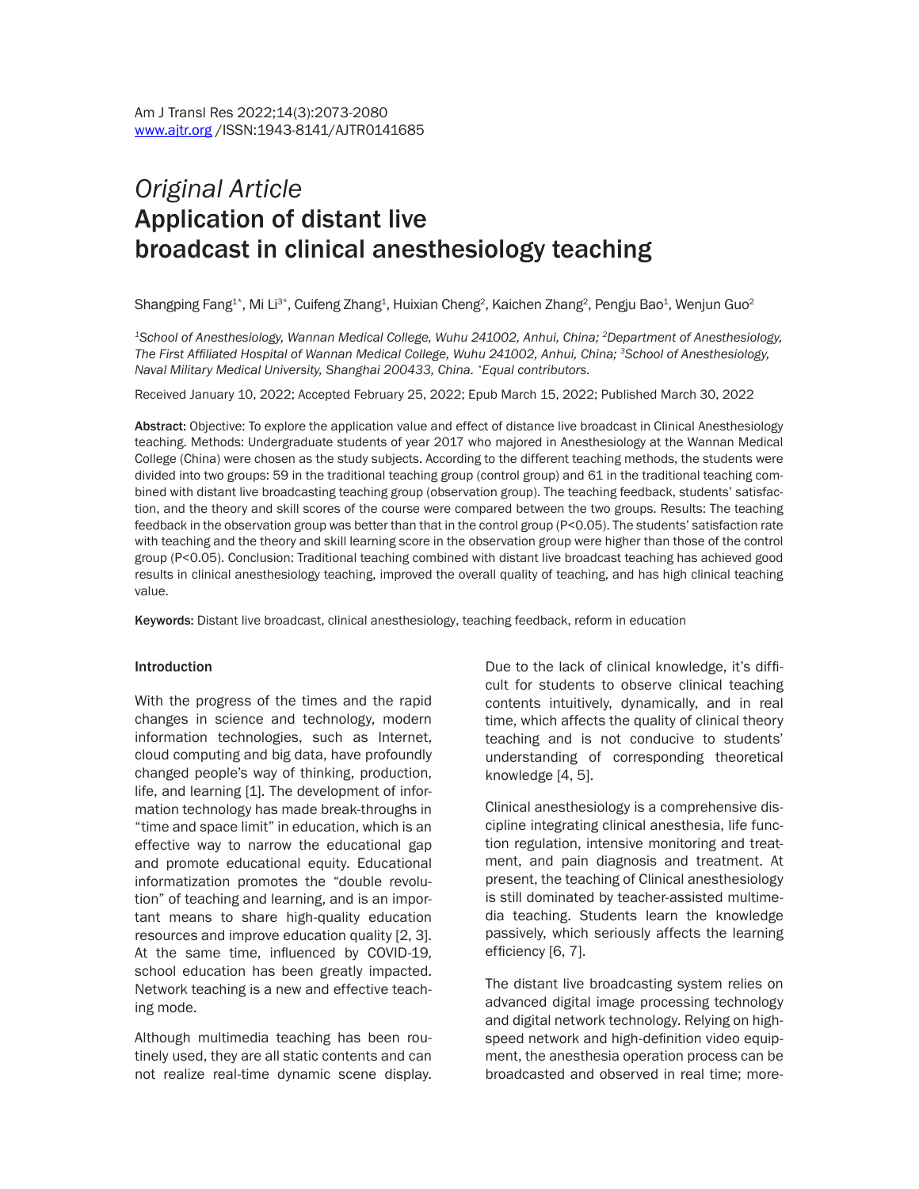*Original Article*

# Application of distant live broadcast in clinical anesthesiology teaching

Shangping Fang[1*], Mi Li[3*], Cuifeng Zhang[1], Huixian Cheng[2], Kaichen Zhang[2], Pengju Bao[1], Wenjun Guo[2]

*[1]School of Anesthesiology, Wannan Medical College, Wuhu 241002, Anhui, China; [2]Department of Anesthesiology, The First Affiliated Hospital of Wannan Medical College, Wuhu 241002, Anhui, China; [3]School of Anesthesiology, Naval Military Medical University, Shanghai 200433, China. [*]Equal contributors.*

Received January 10, 2022; Accepted February 25, 2022; Epub March 15, 2022; Published March 30, 2022

**Abstract:** Objective: To explore the application value and effect of distance live broadcast in Clinical Anesthesiology teaching. Methods: Undergraduate students of year 2017 who majored in Anesthesiology at the Wannan Medical College (China) were chosen as the study subjects. According to the different teaching methods, the students were divided into two groups: 59 in the traditional teaching group (control group) and 61 in the traditional teaching combined with distant live broadcasting teaching group (observation group). The teaching feedback, students' satisfaction, and the theory and skill scores of the course were compared between the two groups. Results: The teaching feedback in the observation group was better than that in the control group ($P<0.05$). The students' satisfaction rate with teaching and the theory and skill learning score in the observation group were higher than those of the control group ($P<0.05$). Conclusion: Traditional teaching combined with distant live broadcast teaching has achieved good results in clinical anesthesiology teaching, improved the overall quality of teaching, and has high clinical teaching value.

**Keywords:** Distant live broadcast, clinical anesthesiology, teaching feedback, reform in education

## Introduction

With the progress of the times and the rapid changes in science and technology, modern information technologies, such as Internet, cloud computing and big data, have profoundly changed people's way of thinking, production, life, and learning [1]. The development of information technology has made break-throughs in "time and space limit" in education, which is an effective way to narrow the educational gap and promote educational equity. Educational informatization promotes the "double revolution" of teaching and learning, and is an important means to share high-quality education resources and improve education quality [2, 3]. At the same time, influenced by COVID-19, school education has been greatly impacted. Network teaching is a new and effective teaching mode.

Although multimedia teaching has been routinely used, they are all static contents and can not realize real-time dynamic scene display. Due to the lack of clinical knowledge, it's difficult for students to observe clinical teaching contents intuitively, dynamically, and in real time, which affects the quality of clinical theory teaching and is not conducive to students' understanding of corresponding theoretical knowledge [4, 5].

Clinical anesthesiology is a comprehensive discipline integrating clinical anesthesia, life function regulation, intensive monitoring and treatment, and pain diagnosis and treatment. At present, the teaching of Clinical anesthesiology is still dominated by teacher-assisted multimedia teaching. Students learn the knowledge passively, which seriously affects the learning efficiency [6, 7].

The distant live broadcasting system relies on advanced digital image processing technology and digital network technology. Relying on high-speed network and high-definition video equipment, the anesthesia operation process can be broadcasted and observed in real time; more-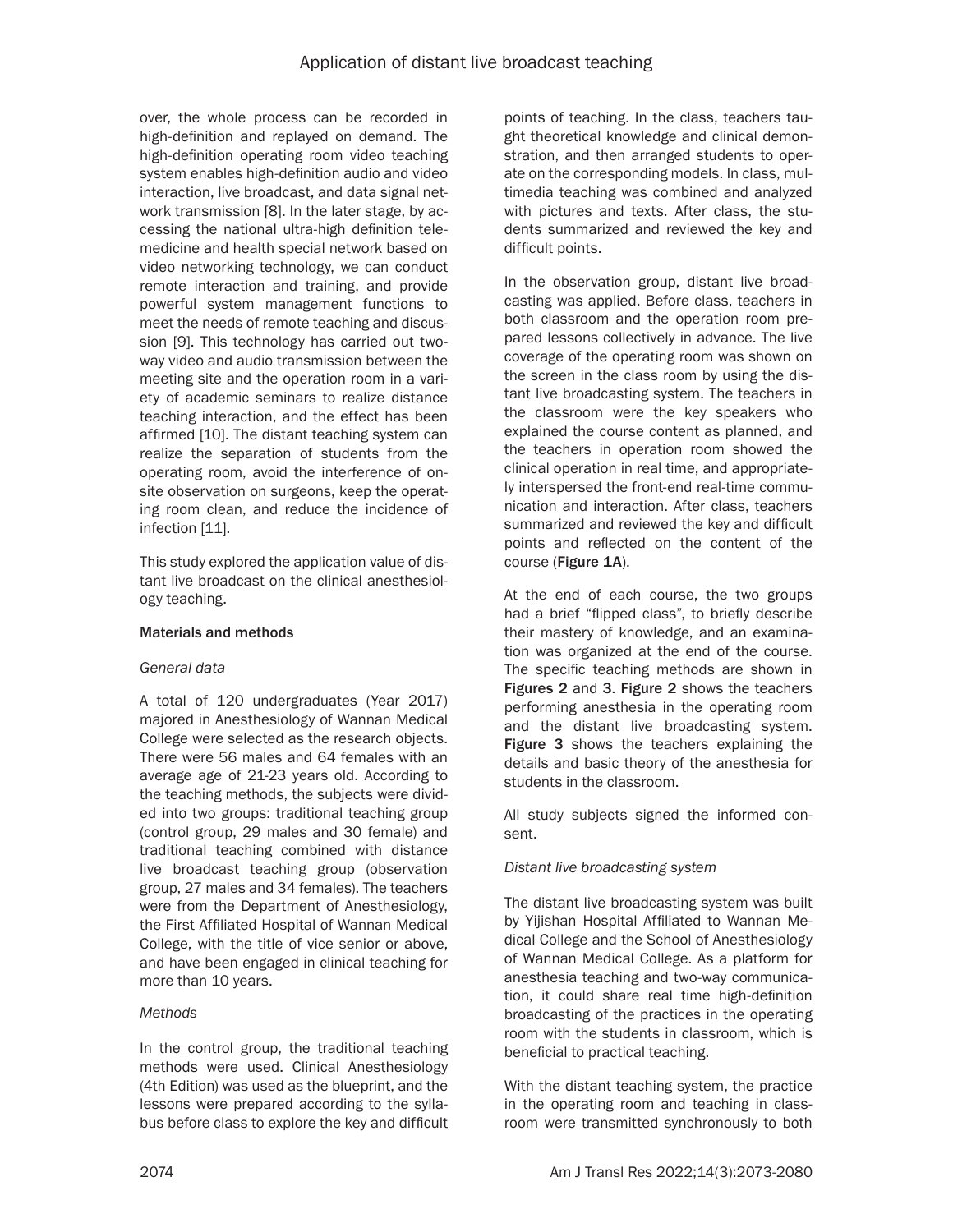over, the whole process can be recorded in high-definition and replayed on demand. The high-definition operating room video teaching system enables high-definition audio and video interaction, live broadcast, and data signal network transmission [8]. In the later stage, by accessing the national ultra-high definition telemedicine and health special network based on video networking technology, we can conduct remote interaction and training, and provide powerful system management functions to meet the needs of remote teaching and discussion [9]. This technology has carried out two-way video and audio transmission between the meeting site and the operation room in a variety of academic seminars to realize distance teaching interaction, and the effect has been affirmed [10]. The distant teaching system can realize the separation of students from the operating room, avoid the interference of on-site observation on surgeons, keep the operating room clean, and reduce the incidence of infection [11].

This study explored the application value of distant live broadcast on the clinical anesthesiology teaching.

## Materials and methods

### *General data*

A total of 120 undergraduates (Year 2017) majored in Anesthesiology of Wannan Medical College were selected as the research objects. There were 56 males and 64 females with an average age of 21-23 years old. According to the teaching methods, the subjects were divided into two groups: traditional teaching group (control group, 29 males and 30 female) and traditional teaching combined with distance live broadcast teaching group (observation group, 27 males and 34 females). The teachers were from the Department of Anesthesiology, the First Affiliated Hospital of Wannan Medical College, with the title of vice senior or above, and have been engaged in clinical teaching for more than 10 years.

### *Methods*

In the control group, the traditional teaching methods were used. Clinical Anesthesiology (4th Edition) was used as the blueprint, and the lessons were prepared according to the syllabus before class to explore the key and difficult points of teaching. In the class, teachers taught theoretical knowledge and clinical demonstration, and then arranged students to operate on the corresponding models. In class, multimedia teaching was combined and analyzed with pictures and texts. After class, the students summarized and reviewed the key and difficult points.

In the observation group, distant live broadcasting was applied. Before class, teachers in both classroom and the operation room prepared lessons collectively in advance. The live coverage of the operating room was shown on the screen in the class room by using the distant live broadcasting system. The teachers in the classroom were the key speakers who explained the course content as planned, and the teachers in operation room showed the clinical operation in real time, and appropriately interspersed the front-end real-time communication and interaction. After class, teachers summarized and reviewed the key and difficult points and reflected on the content of the course (**Figure 1A**).

At the end of each course, the two groups had a brief "flipped class", to briefly describe their mastery of knowledge, and an examination was organized at the end of the course. The specific teaching methods are shown in **Figures 2** and **3**. **Figure 2** shows the teachers performing anesthesia in the operating room and the distant live broadcasting system. **Figure 3** shows the teachers explaining the details and basic theory of the anesthesia for students in the classroom.

All study subjects signed the informed consent.

### *Distant live broadcasting system*

The distant live broadcasting system was built by Yijishan Hospital Affiliated to Wannan Medical College and the School of Anesthesiology of Wannan Medical College. As a platform for anesthesia teaching and two-way communication, it could share real time high-definition broadcasting of the practices in the operating room with the students in classroom, which is beneficial to practical teaching.

With the distant teaching system, the practice in the operating room and teaching in classroom were transmitted synchronously to both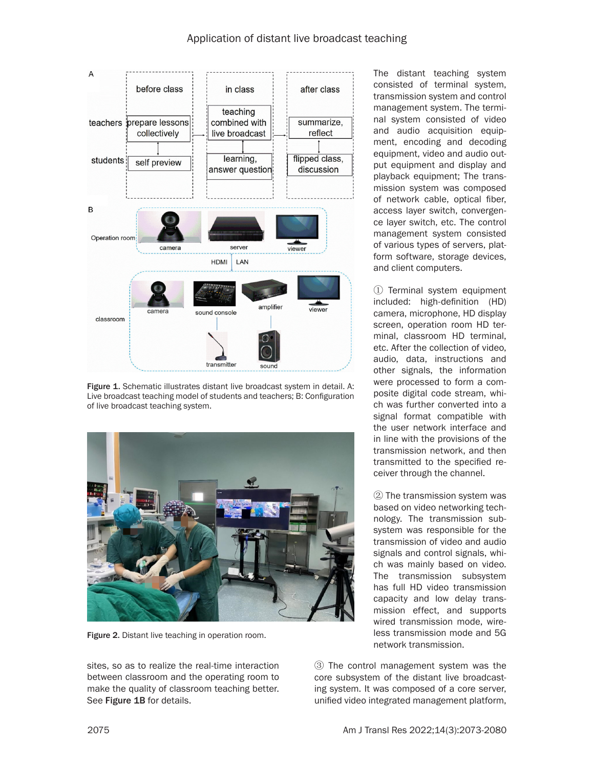Figure 1. Schematic illustrates distant live broadcast system in detail. A: Live broadcast teaching model of students and teachers; B: Configuration of live broadcast teaching system.

Figure 2. Distant live teaching in operation room.

sites, so as to realize the real-time interaction between classroom and the operating room to make the quality of classroom teaching better. See **Figure 1B** for details.

The distant teaching system consisted of terminal system, transmission system and control management system. The terminal system consisted of video and audio acquisition equipment, encoding and decoding equipment, video and audio output equipment and display and playback equipment; The transmission system was composed of network cable, optical fiber, access layer switch, convergence layer switch, etc. The control management system consisted of various types of servers, platform software, storage devices, and client computers.

① Terminal system equipment included: high-definition (HD) camera, microphone, HD display screen, operation room HD terminal, classroom HD terminal, etc. After the collection of video, audio, data, instructions and other signals, the information were processed to form a composite digital code stream, which was further converted into a signal format compatible with the user network interface and in line with the provisions of the transmission network, and then transmitted to the specified receiver through the channel.

② The transmission system was based on video networking technology. The transmission subsystem was responsible for the transmission of video and audio signals and control signals, which was mainly based on video. The transmission subsystem has full HD video transmission capacity and low delay transmission effect, and supports wired transmission mode, wireless transmission mode and 5G network transmission.

③ The control management system was the core subsystem of the distant live broadcasting system. It was composed of a core server, unified video integrated management platform,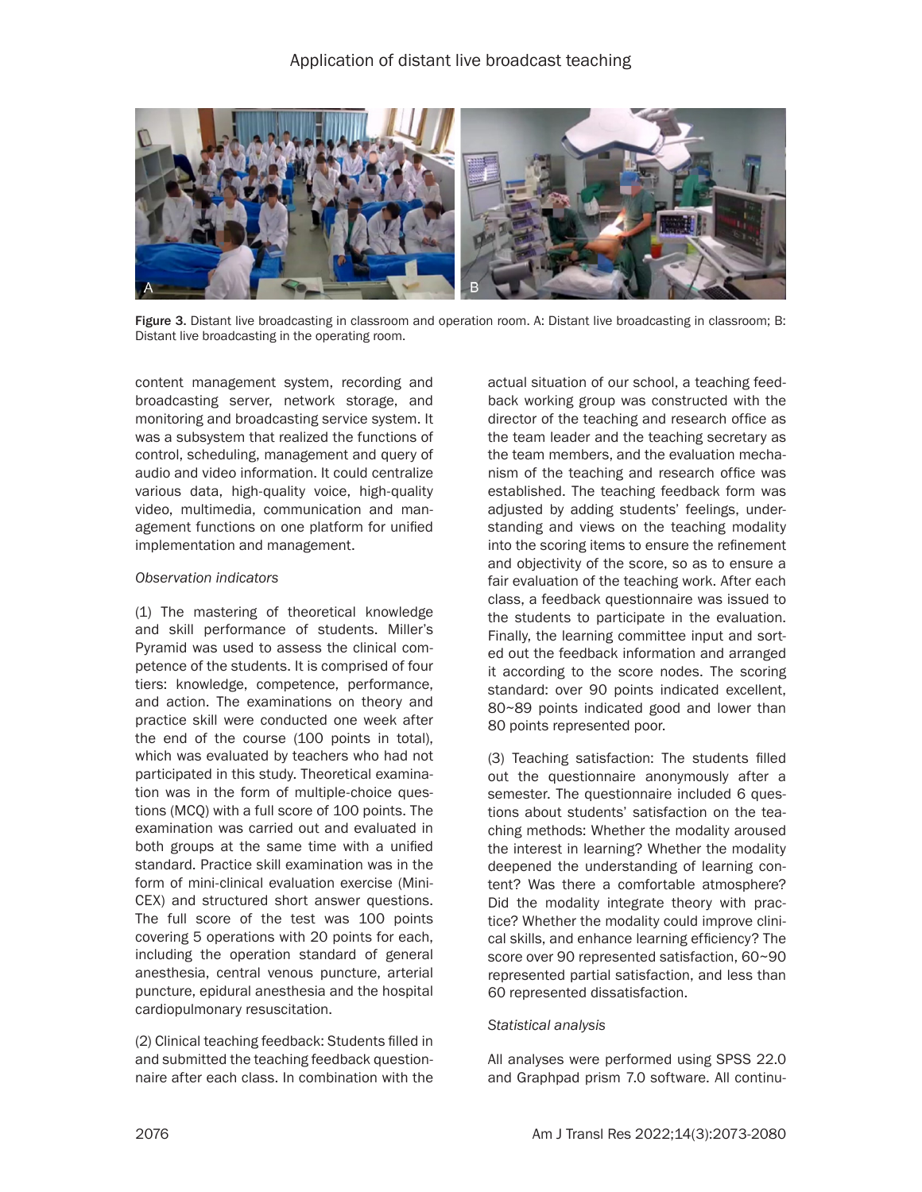Figure 3. Distant live broadcasting in classroom and operation room. A: Distant live broadcasting in classroom; B: Distant live broadcasting in the operating room.

content management system, recording and broadcasting server, network storage, and monitoring and broadcasting service system. It was a subsystem that realized the functions of control, scheduling, management and query of audio and video information. It could centralize various data, high-quality voice, high-quality video, multimedia, communication and management functions on one platform for unified implementation and management.

*Observation indicators*

(1) The mastering of theoretical knowledge and skill performance of students. Miller's Pyramid was used to assess the clinical competence of the students. It is comprised of four tiers: knowledge, competence, performance, and action. The examinations on theory and practice skill were conducted one week after the end of the course (100 points in total), which was evaluated by teachers who had not participated in this study. Theoretical examination was in the form of multiple-choice questions (MCQ) with a full score of 100 points. The examination was carried out and evaluated in both groups at the same time with a unified standard. Practice skill examination was in the form of mini-clinical evaluation exercise (Mini-CEX) and structured short answer questions. The full score of the test was 100 points covering 5 operations with 20 points for each, including the operation standard of general anesthesia, central venous puncture, arterial puncture, epidural anesthesia and the hospital cardiopulmonary resuscitation.

(2) Clinical teaching feedback: Students filled in and submitted the teaching feedback questionnaire after each class. In combination with the actual situation of our school, a teaching feedback working group was constructed with the director of the teaching and research office as the team leader and the teaching secretary as the team members, and the evaluation mechanism of the teaching and research office was established. The teaching feedback form was adjusted by adding students' feelings, understanding and views on the teaching modality into the scoring items to ensure the refinement and objectivity of the score, so as to ensure a fair evaluation of the teaching work. After each class, a feedback questionnaire was issued to the students to participate in the evaluation. Finally, the learning committee input and sorted out the feedback information and arranged it according to the score nodes. The scoring standard: over 90 points indicated excellent, 80~89 points indicated good and lower than 80 points represented poor.

(3) Teaching satisfaction: The students filled out the questionnaire anonymously after a semester. The questionnaire included 6 questions about students' satisfaction on the teaching methods: Whether the modality aroused the interest in learning? Whether the modality deepened the understanding of learning content? Was there a comfortable atmosphere? Did the modality integrate theory with practice? Whether the modality could improve clinical skills, and enhance learning efficiency? The score over 90 represented satisfaction, 60~90 represented partial satisfaction, and less than 60 represented dissatisfaction.

*Statistical analysis*

All analyses were performed using SPSS 22.0 and Graphpad prism 7.0 software. All continu-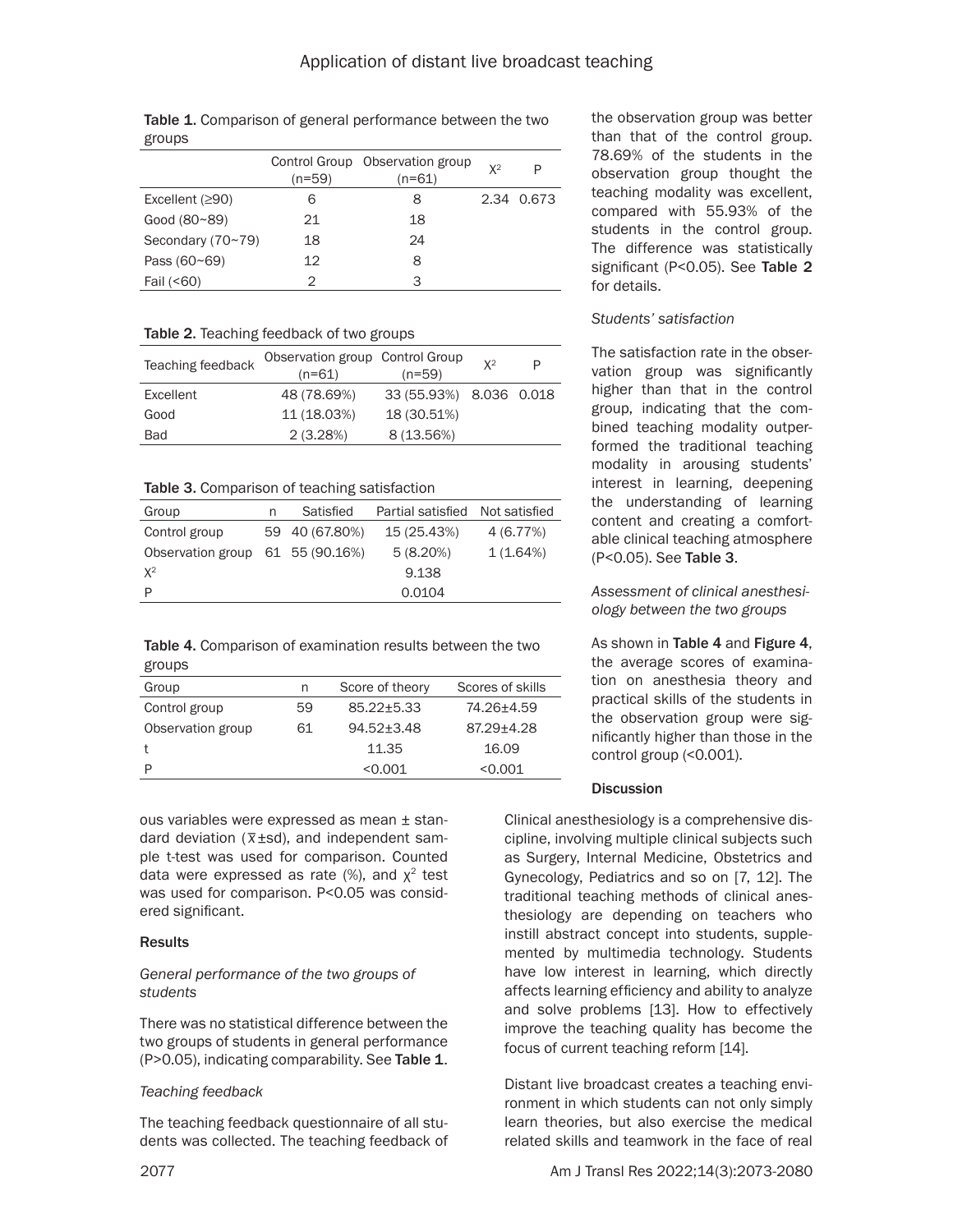Table 1. Comparison of general performance between the two groups

| | Control Group (n=59) | Observation group (n=61) | $X^2$ | P |
|---|---|---|---|---|
| Excellent (≥90) | 6 | 8 | 2.34 | 0.673 |
| Good (80~89) | 21 | 18 | | |
| Secondary (70~79) | 18 | 24 | | |
| Pass (60~69) | 12 | 8 | | |
| Fail (<60) | 2 | 3 | | |

Table 2. Teaching feedback of two groups

| Teaching feedback | Observation group (n=61) | Control Group (n=59) | $X^2$ | P |
|---|---|---|---|---|
| Excellent | 48 (78.69%) | 33 (55.93%) | 8.036 | 0.018 |
| Good | 11 (18.03%) | 18 (30.51%) | | |
| Bad | 2 (3.28%) | 8 (13.56%) | | |

Table 3. Comparison of teaching satisfaction

| Group | n | Satisfied | Partial satisfied | Not satisfied |
|---|---|---|---|---|
| Control group | 59 | 40 (67.80%) | 15 (25.43%) | 4 (6.77%) |
| Observation group | 61 | 55 (90.16%) | 5 (8.20%) | 1 (1.64%) |
| $X^2$ | | | 9.138 | |
| P | | | 0.0104 | |

Table 4. Comparison of examination results between the two groups

| Group | n | Score of theory | Scores of skills |
|---|---|---|---|
| Control group | 59 | 85.22±5.33 | 74.26±4.59 |
| Observation group | 61 | 94.52±3.48 | 87.29±4.28 |
| t | | 11.35 | 16.09 |
| P | | <0.001 | <0.001 |

ous variables were expressed as mean ± standard deviation ($\bar{x}$±sd), and independent sample t-test was used for comparison. Counted data were expressed as rate (%), and $\chi^2$ test was used for comparison. $P<0.05$ was considered significant.

## Results

### *General performance of the two groups of students*

There was no statistical difference between the two groups of students in general performance ($P>0.05$), indicating comparability. See **Table 1**.

### *Teaching feedback*

The teaching feedback questionnaire of all students was collected. The teaching feedback of the observation group was better than that of the control group. 78.69% of the students in the observation group thought the teaching modality was excellent, compared with 55.93% of the students in the control group. The difference was statistically significant ($P<0.05$). See **Table 2** for details.

### *Students' satisfaction*

The satisfaction rate in the observation group was significantly higher than that in the control group, indicating that the combined teaching modality outperformed the traditional teaching modality in arousing students' interest in learning, deepening the understanding of learning content and creating a comfortable clinical teaching atmosphere ($P<0.05$). See **Table 3**.

### *Assessment of clinical anesthesiology between the two groups*

As shown in **Table 4** and **Figure 4**, the average scores of examination on anesthesia theory and practical skills of the students in the observation group were significantly higher than those in the control group (<0.001).

## Discussion

Clinical anesthesiology is a comprehensive discipline, involving multiple clinical subjects such as Surgery, Internal Medicine, Obstetrics and Gynecology, Pediatrics and so on [7, 12]. The traditional teaching methods of clinical anesthesiology are depending on teachers who instill abstract concept into students, supplemented by multimedia technology. Students have low interest in learning, which directly affects learning efficiency and ability to analyze and solve problems [13]. How to effectively improve the teaching quality has become the focus of current teaching reform [14].

Distant live broadcast creates a teaching environment in which students can not only simply learn theories, but also exercise the medical related skills and teamwork in the face of real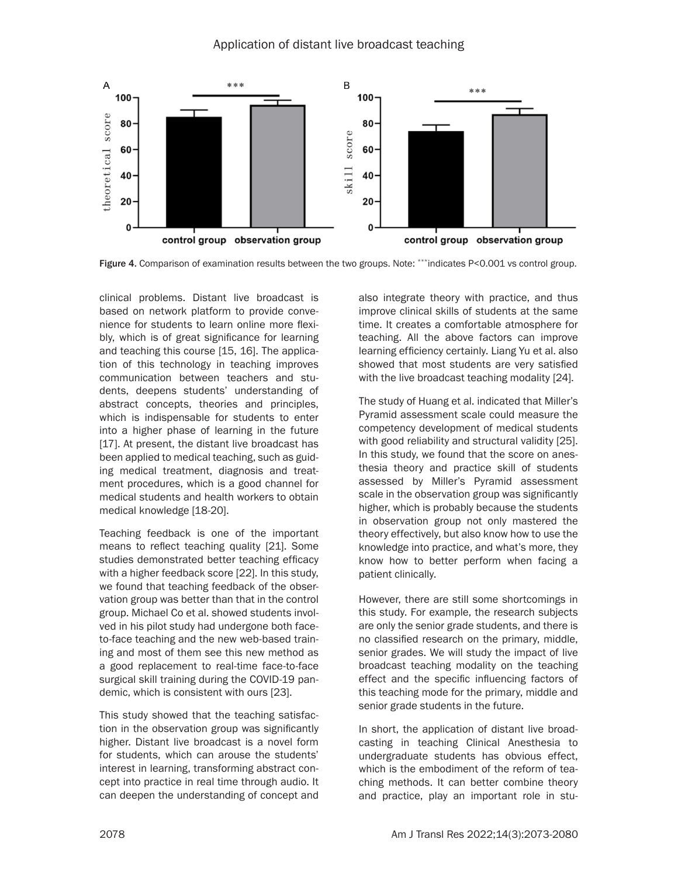Figure 4. Comparison of examination results between the two groups. Note: ***indicates P<0.001 vs control group.

clinical problems. Distant live broadcast is based on network platform to provide convenience for students to learn online more flexibly, which is of great significance for learning and teaching this course [15, 16]. The application of this technology in teaching improves communication between teachers and students, deepens students' understanding of abstract concepts, theories and principles, which is indispensable for students to enter into a higher phase of learning in the future [17]. At present, the distant live broadcast has been applied to medical teaching, such as guiding medical treatment, diagnosis and treatment procedures, which is a good channel for medical students and health workers to obtain medical knowledge [18-20].

Teaching feedback is one of the important means to reflect teaching quality [21]. Some studies demonstrated better teaching efficacy with a higher feedback score [22]. In this study, we found that teaching feedback of the observation group was better than that in the control group. Michael Co et al. showed students involved in his pilot study had undergone both face-to-face teaching and the new web-based training and most of them see this new method as a good replacement to real-time face-to-face surgical skill training during the COVID-19 pandemic, which is consistent with ours [23].

This study showed that the teaching satisfaction in the observation group was significantly higher. Distant live broadcast is a novel form for students, which can arouse the students' interest in learning, transforming abstract concept into practice in real time through audio. It can deepen the understanding of concept and also integrate theory with practice, and thus improve clinical skills of students at the same time. It creates a comfortable atmosphere for teaching. All the above factors can improve learning efficiency certainly. Liang Yu et al. also showed that most students are very satisfied with the live broadcast teaching modality [24].

The study of Huang et al. indicated that Miller's Pyramid assessment scale could measure the competency development of medical students with good reliability and structural validity [25]. In this study, we found that the score on anesthesia theory and practice skill of students assessed by Miller's Pyramid assessment scale in the observation group was significantly higher, which is probably because the students in observation group not only mastered the theory effectively, but also know how to use the knowledge into practice, and what's more, they know how to better perform when facing a patient clinically.

However, there are still some shortcomings in this study. For example, the research subjects are only the senior grade students, and there is no classified research on the primary, middle, senior grades. We will study the impact of live broadcast teaching modality on the teaching effect and the specific influencing factors of this teaching mode for the primary, middle and senior grade students in the future.

In short, the application of distant live broadcasting in teaching Clinical Anesthesia to undergraduate students has obvious effect, which is the embodiment of the reform of teaching methods. It can better combine theory and practice, play an important role in stu-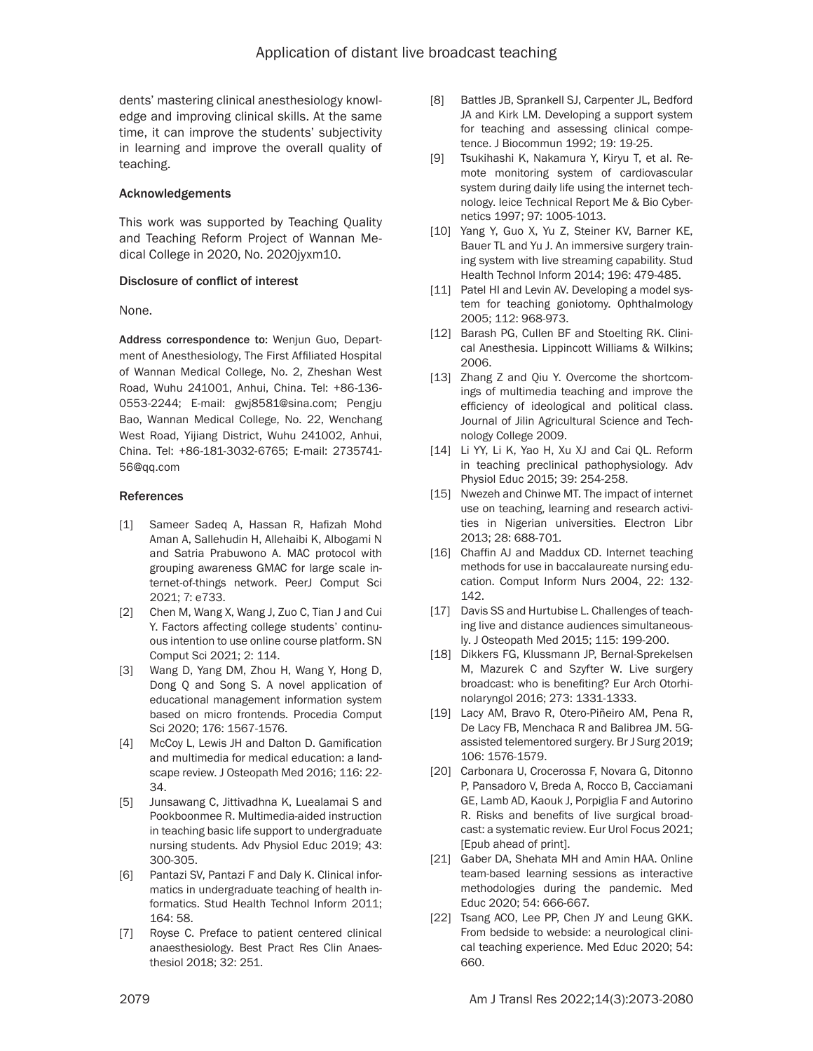dents' mastering clinical anesthesiology knowledge and improving clinical skills. At the same time, it can improve the students' subjectivity in learning and improve the overall quality of teaching.

## Acknowledgements

This work was supported by Teaching Quality and Teaching Reform Project of Wannan Medical College in 2020, No. 2020jyxm10.

## Disclosure of conflict of interest

None.

**Address correspondence to:** Wenjun Guo, Department of Anesthesiology, The First Affiliated Hospital of Wannan Medical College, No. 2, Zheshan West Road, Wuhu 241001, Anhui, China. Tel: +86-136-0553-2244; E-mail: gwj8581@sina.com; Pengju Bao, Wannan Medical College, No. 22, Wenchang West Road, Yijiang District, Wuhu 241002, Anhui, China. Tel: +86-181-3032-6765; E-mail: 273574156@qq.com

## References

[1] Sameer Sadeq A, Hassan R, Hafizah Mohd Aman A, Sallehudin H, Allehaibi K, Albogami N and Satria Prabuwono A. MAC protocol with grouping awareness GMAC for large scale internet-of-things network. PeerJ Comput Sci 2021; 7: e733.

[2] Chen M, Wang X, Wang J, Zuo C, Tian J and Cui Y. Factors affecting college students' continuous intention to use online course platform. SN Comput Sci 2021; 2: 114.

[3] Wang D, Yang DM, Zhou H, Wang Y, Hong D, Dong Q and Song S. A novel application of educational management information system based on micro frontends. Procedia Comput Sci 2020; 176: 1567-1576.

[4] McCoy L, Lewis JH and Dalton D. Gamification and multimedia for medical education: a landscape review. J Osteopath Med 2016; 116: 22-34.

[5] Junsawang C, Jittivadhna K, Luealamai S and Pookboonmee R. Multimedia-aided instruction in teaching basic life support to undergraduate nursing students. Adv Physiol Educ 2019; 43: 300-305.

[6] Pantazi SV, Pantazi F and Daly K. Clinical informatics in undergraduate teaching of health informatics. Stud Health Technol Inform 2011; 164: 58.

[7] Royse C. Preface to patient centered clinical anaesthesiology. Best Pract Res Clin Anaesthesiol 2018; 32: 251.

[8] Battles JB, Sprankell SJ, Carpenter JL, Bedford JA and Kirk LM. Developing a support system for teaching and assessing clinical competence. J Biocommun 1992; 19: 19-25.

[9] Tsukihashi K, Nakamura Y, Kiryu T, et al. Remote monitoring system of cardiovascular system during daily life using the internet technology. Ieice Technical Report Me & Bio Cybernetics 1997; 97: 1005-1013.

[10] Yang Y, Guo X, Yu Z, Steiner KV, Barner KE, Bauer TL and Yu J. An immersive surgery training system with live streaming capability. Stud Health Technol Inform 2014; 196: 479-485.

[11] Patel HI and Levin AV. Developing a model system for teaching goniotomy. Ophthalmology 2005; 112: 968-973.

[12] Barash PG, Cullen BF and Stoelting RK. Clinical Anesthesia. Lippincott Williams & Wilkins; 2006.

[13] Zhang Z and Qiu Y. Overcome the shortcomings of multimedia teaching and improve the efficiency of ideological and political class. Journal of Jilin Agricultural Science and Technology College 2009.

[14] Li YY, Li K, Yao H, Xu XJ and Cai QL. Reform in teaching preclinical pathophysiology. Adv Physiol Educ 2015; 39: 254-258.

[15] Nwezeh and Chinwe MT. The impact of internet use on teaching, learning and research activities in Nigerian universities. Electron Libr 2013; 28: 688-701.

[16] Chaffin AJ and Maddux CD. Internet teaching methods for use in baccalaureate nursing education. Comput Inform Nurs 2004, 22: 132-142.

[17] Davis SS and Hurtubise L. Challenges of teaching live and distance audiences simultaneously. J Osteopath Med 2015; 115: 199-200.

[18] Dikkers FG, Klussmann JP, Bernal-Sprekelsen M, Mazurek C and Szyfter W. Live surgery broadcast: who is benefiting? Eur Arch Otorhinolaryngol 2016; 273: 1331-1333.

[19] Lacy AM, Bravo R, Otero-Piñeiro AM, Pena R, De Lacy FB, Menchaca R and Balibrea JM. 5G-assisted telementored surgery. Br J Surg 2019; 106: 1576-1579.

[20] Carbonara U, Crocerossa F, Novara G, Ditonno P, Pansadoro V, Breda A, Rocco B, Cacciamani GE, Lamb AD, Kaouk J, Porpiglia F and Autorino R. Risks and benefits of live surgical broadcast: a systematic review. Eur Urol Focus 2021; [Epub ahead of print].

[21] Gaber DA, Shehata MH and Amin HAA. Online team-based learning sessions as interactive methodologies during the pandemic. Med Educ 2020; 54: 666-667.

[22] Tsang ACO, Lee PP, Chen JY and Leung GKK. From bedside to webside: a neurological clinical teaching experience. Med Educ 2020; 54: 660.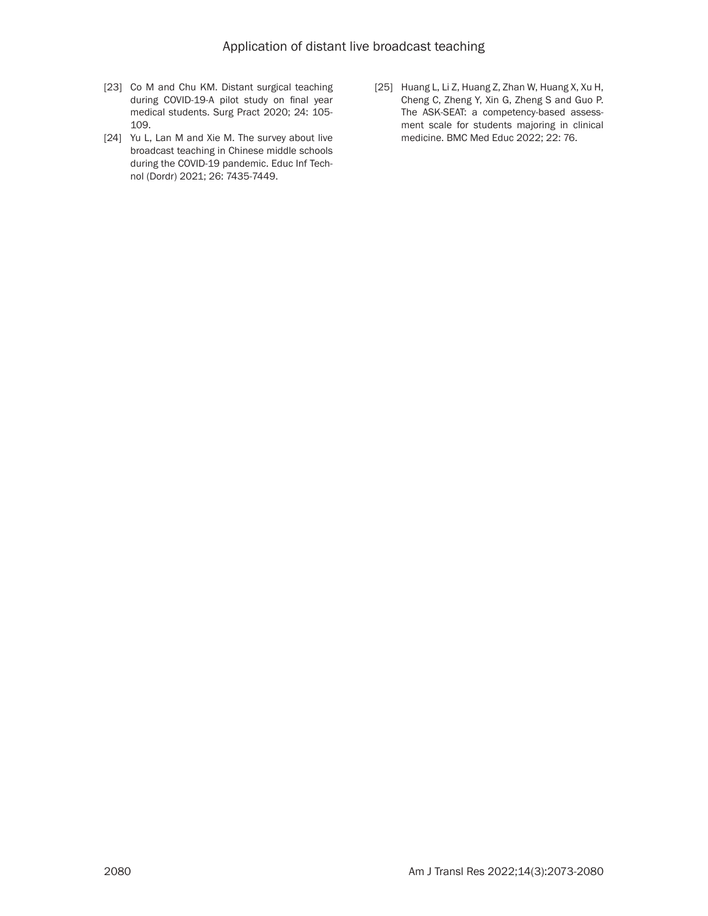[23] Co M and Chu KM. Distant surgical teaching during COVID-19-A pilot study on final year medical students. Surg Pract 2020; 24: 105-109.

[24] Yu L, Lan M and Xie M. The survey about live broadcast teaching in Chinese middle schools during the COVID-19 pandemic. Educ Inf Technol (Dordr) 2021; 26: 7435-7449.

[25] Huang L, Li Z, Huang Z, Zhan W, Huang X, Xu H, Cheng C, Zheng Y, Xin G, Zheng S and Guo P. The ASK-SEAT: a competency-based assessment scale for students majoring in clinical medicine. BMC Med Educ 2022; 22: 76.